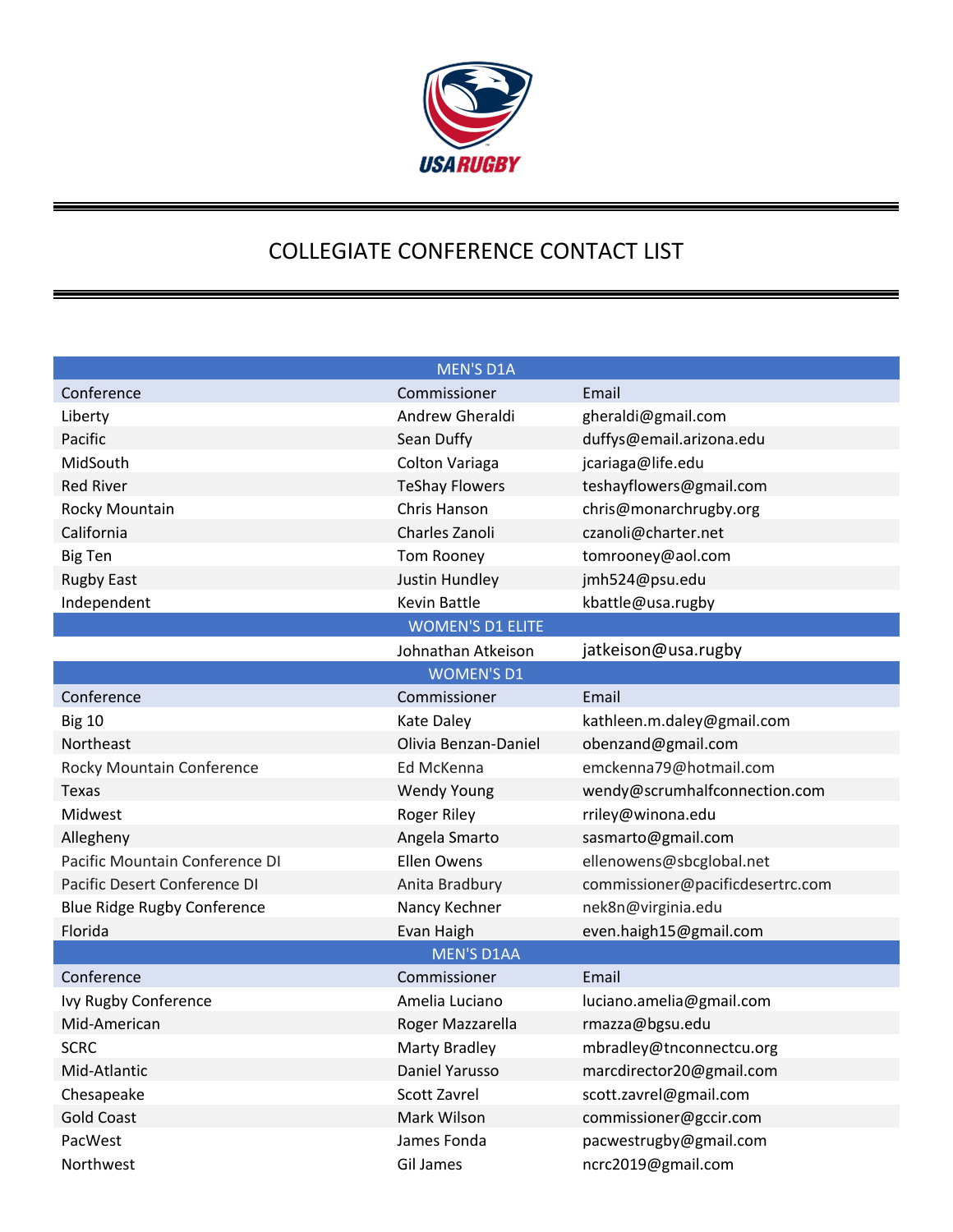# COLLEGIATE CONFERENCE CONTACT LIST

| MEN'S D1A | | |
|---|---|---|
| Conference | Commissioner | Email |
| Liberty | Andrew Gheraldi | gheraldi@gmail.com |
| Pacific | Sean Duffy | duffys@email.arizona.edu |
| MidSouth | Colton Variaga | jcariaga@life.edu |
| Red River | TeShay Flowers | teshayflowers@gmail.com |
| Rocky Mountain | Chris Hanson | chris@monarchrugby.org |
| California | Charles Zanoli | czanoli@charter.net |
| Big Ten | Tom Rooney | tomrooney@aol.com |
| Rugby East | Justin Hundley | jmh524@psu.edu |
| Independent | Kevin Battle | kbattle@usa.rugby |
| **WOMEN'S D1 ELITE** | | |
| | Johnathan Atkeison | jatkeison@usa.rugby |
| **WOMEN'S D1** | | |
| Conference | Commissioner | Email |
| Big 10 | Kate Daley | kathleen.m.daley@gmail.com |
| Northeast | Olivia Benzan-Daniel | obenzand@gmail.com |
| Rocky Mountain Conference | Ed McKenna | emckenna79@hotmail.com |
| Texas | Wendy Young | wendy@scrumhalfconnection.com |
| Midwest | Roger Riley | rriley@winona.edu |
| Allegheny | Angela Smarto | sasmarto@gmail.com |
| Pacific Mountain Conference DI | Ellen Owens | ellenowens@sbcglobal.net |
| Pacific Desert Conference DI | Anita Bradbury | commissioner@pacificdesertrc.com |
| Blue Ridge Rugby Conference | Nancy Kechner | nek8n@virginia.edu |
| Florida | Evan Haigh | even.haigh15@gmail.com |
| **MEN'S D1AA** | | |
| Conference | Commissioner | Email |
| Ivy Rugby Conference | Amelia Luciano | luciano.amelia@gmail.com |
| Mid-American | Roger Mazzarella | rmazza@bgsu.edu |
| SCRC | Marty Bradley | mbradley@tnconnectcu.org |
| Mid-Atlantic | Daniel Yarusso | marcdirector20@gmail.com |
| Chesapeake | Scott Zavrel | scott.zavrel@gmail.com |
| Gold Coast | Mark Wilson | commissioner@gccir.com |
| PacWest | James Fonda | pacwestrugby@gmail.com |
| Northwest | Gil James | ncrc2019@gmail.com |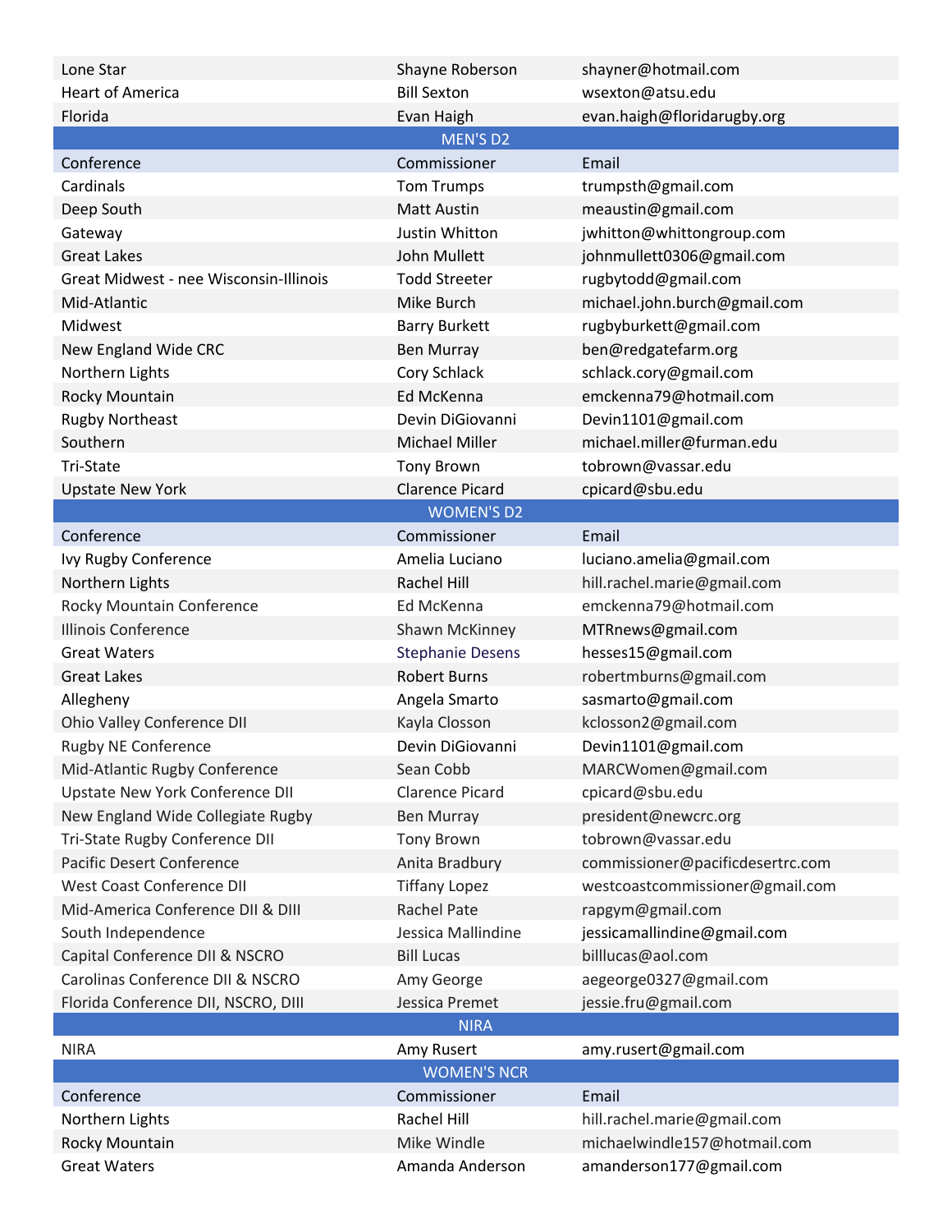| | | |
|---|---|---|
| Lone Star | Shayne Roberson | shayner@hotmail.com |
| Heart of America | Bill Sexton | wsexton@atsu.edu |
| Florida | Evan Haigh | evan.haigh@floridarugby.org |

## MEN'S D2

| Conference | Commissioner | Email |
|---|---|---|
| Cardinals | Tom Trumps | trumpsth@gmail.com |
| Deep South | Matt Austin | meaustin@gmail.com |
| Gateway | Justin Whitton | jwhitton@whittongroup.com |
| Great Lakes | John Mullett | johnmullett0306@gmail.com |
| Great Midwest - nee Wisconsin-Illinois | Todd Streeter | rugbytodd@gmail.com |
| Mid-Atlantic | Mike Burch | michael.john.burch@gmail.com |
| Midwest | Barry Burkett | rugbyburkett@gmail.com |
| New England Wide CRC | Ben Murray | ben@redgatefarm.org |
| Northern Lights | Cory Schlack | schlack.cory@gmail.com |
| Rocky Mountain | Ed McKenna | emckenna79@hotmail.com |
| Rugby Northeast | Devin DiGiovanni | Devin1101@gmail.com |
| Southern | Michael Miller | michael.miller@furman.edu |
| Tri-State | Tony Brown | tobrown@vassar.edu |
| Upstate New York | Clarence Picard | cpicard@sbu.edu |

## WOMEN'S D2

| Conference | Commissioner | Email |
|---|---|---|
| Ivy Rugby Conference | Amelia Luciano | luciano.amelia@gmail.com |
| Northern Lights | Rachel Hill | hill.rachel.marie@gmail.com |
| Rocky Mountain Conference | Ed McKenna | emckenna79@hotmail.com |
| Illinois Conference | Shawn McKinney | MTRnews@gmail.com |
| Great Waters | Stephanie Desens | hesses15@gmail.com |
| Great Lakes | Robert Burns | robertmburns@gmail.com |
| Allegheny | Angela Smarto | sasmarto@gmail.com |
| Ohio Valley Conference DII | Kayla Closson | kclosson2@gmail.com |
| Rugby NE Conference | Devin DiGiovanni | Devin1101@gmail.com |
| Mid-Atlantic Rugby Conference | Sean Cobb | MARCWomen@gmail.com |
| Upstate New York Conference DII | Clarence Picard | cpicard@sbu.edu |
| New England Wide Collegiate Rugby | Ben Murray | president@newcrc.org |
| Tri-State Rugby Conference DII | Tony Brown | tobrown@vassar.edu |
| Pacific Desert Conference | Anita Bradbury | commissioner@pacificdesertrc.com |
| West Coast Conference DII | Tiffany Lopez | westcoastcommissioner@gmail.com |
| Mid-America Conference DII & DIII | Rachel Pate | rapgym@gmail.com |
| South Independence | Jessica Mallindine | jessicamallindine@gmail.com |
| Capital Conference DII & NSCRO | Bill Lucas | billlucas@aol.com |
| Carolinas Conference DII & NSCRO | Amy George | aegeorge0327@gmail.com |
| Florida Conference DII, NSCRO, DIII | Jessica Premet | jessie.fru@gmail.com |

## NIRA

| | | |
|---|---|---|
| NIRA | Amy Rusert | amy.rusert@gmail.com |

## WOMEN'S NCR

| Conference | Commissioner | Email |
|---|---|---|
| Northern Lights | Rachel Hill | hill.rachel.marie@gmail.com |
| Rocky Mountain | Mike Windle | michaelwindle157@hotmail.com |
| Great Waters | Amanda Anderson | amanderson177@gmail.com |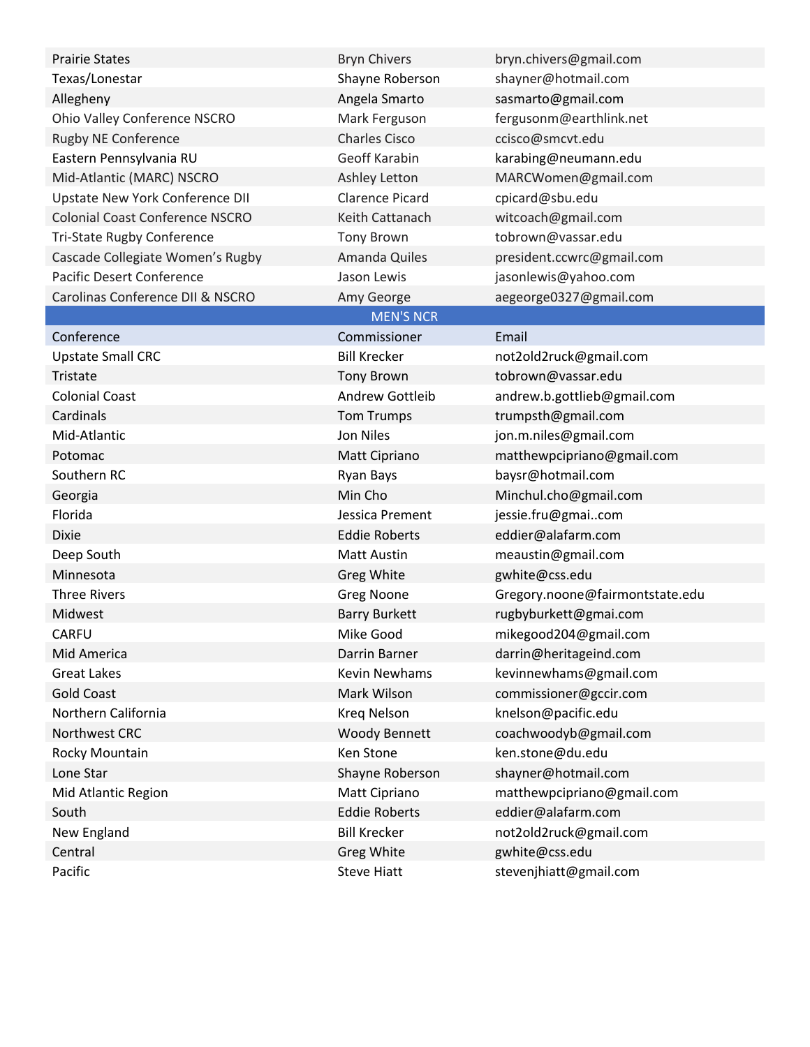| | | |
|---|---|---|
| Prairie States | Bryn Chivers | bryn.chivers@gmail.com |
| Texas/Lonestar | Shayne Roberson | shayner@hotmail.com |
| Allegheny | Angela Smarto | sasmarto@gmail.com |
| Ohio Valley Conference NSCRO | Mark Ferguson | fergusonm@earthlink.net |
| Rugby NE Conference | Charles Cisco | ccisco@smcvt.edu |
| Eastern Pennsylvania RU | Geoff Karabin | karabing@neumann.edu |
| Mid-Atlantic (MARC) NSCRO | Ashley Letton | MARCWomen@gmail.com |
| Upstate New York Conference DII | Clarence Picard | cpicard@sbu.edu |
| Colonial Coast Conference NSCRO | Keith Cattanach | witcoach@gmail.com |
| Tri-State Rugby Conference | Tony Brown | tobrown@vassar.edu |
| Cascade Collegiate Women's Rugby | Amanda Quiles | president.ccwrc@gmail.com |
| Pacific Desert Conference | Jason Lewis | jasonlewis@yahoo.com |
| Carolinas Conference DII & NSCRO | Amy George | aegeorge0327@gmail.com |

## MEN'S NCR

| Conference | Commissioner | Email |
|---|---|---|
| Upstate Small CRC | Bill Krecker | not2old2ruck@gmail.com |
| Tristate | Tony Brown | tobrown@vassar.edu |
| Colonial Coast | Andrew Gottlieb | andrew.b.gottlieb@gmail.com |
| Cardinals | Tom Trumps | trumpsth@gmail.com |
| Mid-Atlantic | Jon Niles | jon.m.niles@gmail.com |
| Potomac | Matt Cipriano | matthewpcipriano@gmail.com |
| Southern RC | Ryan Bays | baysr@hotmail.com |
| Georgia | Min Cho | Minchul.cho@gmail.com |
| Florida | Jessica Prement | jessie.fru@gmai..com |
| Dixie | Eddie Roberts | eddier@alafarm.com |
| Deep South | Matt Austin | meaustin@gmail.com |
| Minnesota | Greg White | gwhite@css.edu |
| Three Rivers | Greg Noone | Gregory.noone@fairmontstate.edu |
| Midwest | Barry Burkett | rugbyburkett@gmai.com |
| CARFU | Mike Good | mikegood204@gmail.com |
| Mid America | Darrin Barner | darrin@heritageind.com |
| Great Lakes | Kevin Newhams | kevinnewhams@gmail.com |
| Gold Coast | Mark Wilson | commissioner@gccir.com |
| Northern California | Kreq Nelson | knelson@pacific.edu |
| Northwest CRC | Woody Bennett | coachwoodyb@gmail.com |
| Rocky Mountain | Ken Stone | ken.stone@du.edu |
| Lone Star | Shayne Roberson | shayner@hotmail.com |
| Mid Atlantic Region | Matt Cipriano | matthewpcipriano@gmail.com |
| South | Eddie Roberts | eddier@alafarm.com |
| New England | Bill Krecker | not2old2ruck@gmail.com |
| Central | Greg White | gwhite@css.edu |
| Pacific | Steve Hiatt | stevenjhiatt@gmail.com |